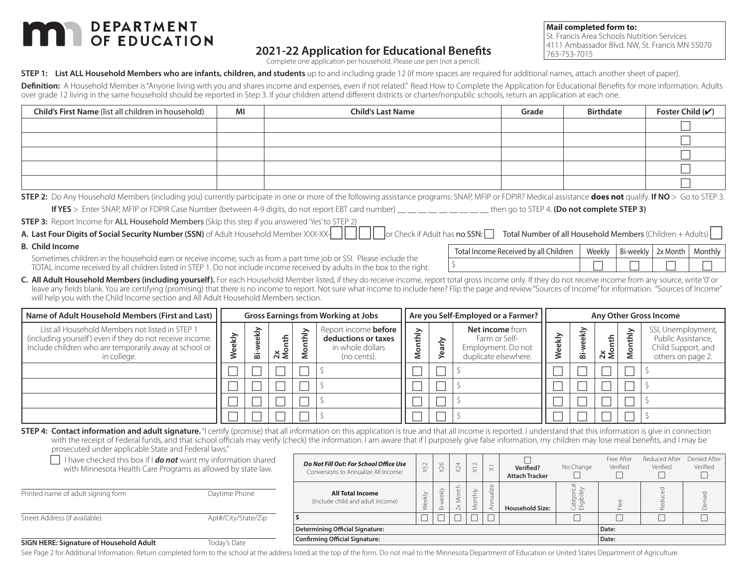# DEPARTMENT OF EDUCATION

## 2021-22 Application for Educational Benefits

Complete one application per household. Please use pen (not a pencil).

**Mail completed form to:**
St. Francis Area Schools Nutrition Services
4111 Ambassador Blvd. NW, St. Francis MN 55070
763-753-7015

**STEP 1: List ALL Household Members who are infants, children, and students** up to and including grade 12 (if more spaces are required for additional names, attach another sheet of paper).

**Definition:** A Household Member is "Anyone living with you and shares income and expenses, even if not related." Read How to Complete the Application for Educational Benefits for more information. Adults over grade 12 living in the same household should be reported in Step 3. If your children attend different districts or charter/nonpublic schools, return an application at each one.

| Child's First Name (list all children in household) | MI | Child's Last Name | Grade | Birthdate | Foster Child (✔) |
|---|---|---|---|---|---|
| | | | | | ☐ |
| | | | | | ☐ |
| | | | | | ☐ |
| | | | | | ☐ |
| | | | | | ☐ |

**STEP 2:** Do Any Household Members (including you) currently participate in one or more of the following assistance programs: SNAP, MFIP or FDPIR? Medical assistance **does not** qualify. **If NO** > Go to STEP 3.

**If YES** > Enter SNAP, MFIP or FDPIR Case Number (between 4-9 digits, do not report EBT card number) __ __ __ __ __ __ __ __ __ then go to STEP 4. **(Do not complete STEP 3)**

**STEP 3:** Report Income for ALL Household Members (Skip this step if you answered 'Yes' to STEP 2)

**A. Last Four Digits of Social Security Number (SSN)** of Adult Household Member XXX-XX-☐☐☐☐ or Check if Adult has **no SSN:** ☐ **Total Number of all Household Members** (Children + Adults) ☐

**B. Child Income**

Sometimes children in the household earn or receive income, such as from a part time job or SSI. Please include the TOTAL income received by all children listed in STEP 1. Do not include income received by adults in the box to the right.

| Total Income Received by all Children | Weekly | Bi-weekly | 2x Month | Monthly |
|---|---|---|---|---|
| $ | ☐ | ☐ | ☐ | ☐ |

**C. All Adult Household Members (including yourself).** For each Household Member listed, if they do receive income, report total gross income only. If they do not receive income from any source, write '0' or leave any fields blank. You are certifying (promising) that there is no income to report. Not sure what income to include here? Flip the page and review "Sources of Income" for information. "Sources of Income" will help you with the Child Income section and All Adult Household Members section.

| Name of Adult Household Members (First and Last) | Gross Earnings from Working at Jobs | | | | | Are you Self-Employed or a Farmer? | | | Any Other Gross Income | | | | |
|---|---|---|---|---|---|---|---|---|---|---|---|---|---|
| List all Household Members not listed in STEP 1 (including yourself) even if they do not receive income. Include children who are temporarily away at school or in college. | Weekly | Bi-weekly | 2x Month | Monthly | Report income **before deductions or taxes** in whole dollars (no cents). | Monthly | Yearly | **Net income** from Farm or Self-Employment. Do not duplicate elsewhere. | Weekly | Bi-weekly | 2x Month | Monthly | SSI, Unemployment, Public Assistance, Child Support, and others on page 2. |
| | ☐ | ☐ | ☐ | ☐ | $ | ☐ | ☐ | $ | ☐ | ☐ | ☐ | ☐ | $ |
| | ☐ | ☐ | ☐ | ☐ | $ | ☐ | ☐ | $ | ☐ | ☐ | ☐ | ☐ | $ |
| | ☐ | ☐ | ☐ | ☐ | $ | ☐ | ☐ | $ | ☐ | ☐ | ☐ | ☐ | $ |
| | ☐ | ☐ | ☐ | ☐ | $ | ☐ | ☐ | $ | ☐ | ☐ | ☐ | ☐ | $ |

**STEP 4: Contact information and adult signature.** "I certify (promise) that all information on this application is true and that all income is reported. I understand that this information is give in connection with the receipt of Federal funds, and that school officials may verify (check) the information. I am aware that if I purposely give false information, my children may lose meal benefits, and I may be prosecuted under applicable State and Federal laws."

☐ I have checked this box if I ***do not*** want my information shared with Minnesota Health Care Programs as allowed by state law.

Printed name of adult signing form ____________ Daytime Phone ____________

Street Address (if available) ____________ Apt#/City/State/Zip ____________

**SIGN HERE: Signature of Household Adult** ____________ Today's Date ____________

| ***Do Not Fill Out: For School Office Use*** Conversions to Annualize All Income: | X52 | X26 | X24 | X12 | X1 | ☐ **Verified? Attach Tracker** | No Change ☐ | Free After Verified ☐ | Reduced After Verified ☐ | Denied After Verified ☐ |
|---|---|---|---|---|---|---|---|---|---|---|
| **All Total Income** (Include child and adult income) | Weekly | Bi-weekly | 2x Month | Monthly | Annualize | **Household Size:** | Categorical Eligibility | Free | Reduced | Denied |
| **$** | ☐ | ☐ | ☐ | ☐ | ☐ | | ☐ | ☐ | ☐ | ☐ |
| **Determining Official Signature:** | | | | | | | | **Date:** | | |
| **Confirming Official Signature:** | | | | | | | | **Date:** | | |

See Page 2 for Additional Information. Return completed form to the school at the address listed at the top of the form. Do not mail to the Minnesota Department of Education or United States Department of Agriculture.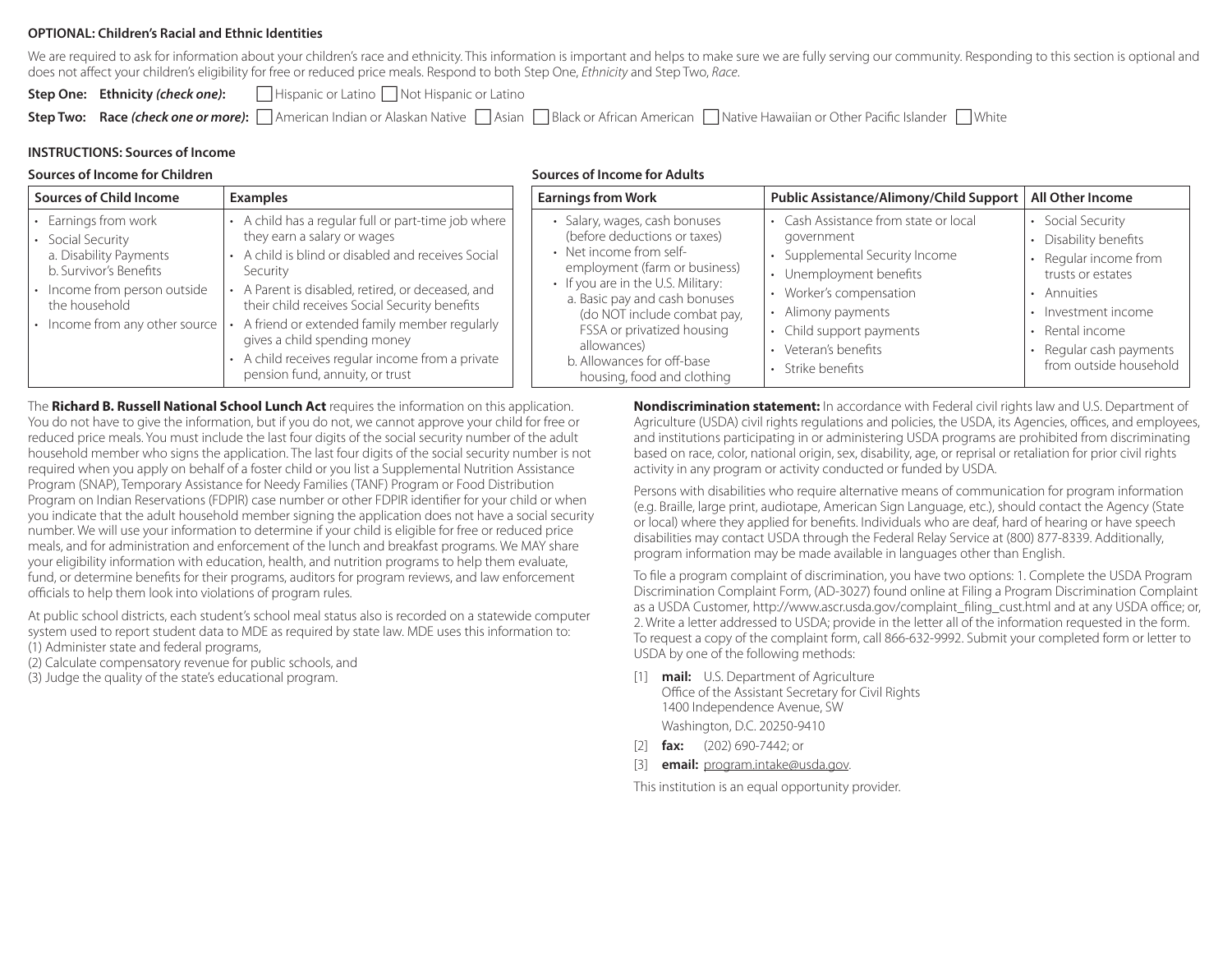**OPTIONAL: Children's Racial and Ethnic Identities**

We are required to ask for information about your children's race and ethnicity. This information is important and helps to make sure we are fully serving our community. Responding to this section is optional and does not affect your children's eligibility for free or reduced price meals. Respond to both Step One, *Ethnicity* and Step Two, *Race*.

**Step One: Ethnicity *(check one)*:** ☐ Hispanic or Latino ☐ Not Hispanic or Latino

**Step Two: Race *(check one or more)*:** ☐ American Indian or Alaskan Native ☐ Asian ☐ Black or African American ☐ Native Hawaiian or Other Pacific Islander ☐ White

**INSTRUCTIONS: Sources of Income**

**Sources of Income for Children**

| Sources of Child Income | Examples |
|---|---|
| • Earnings from work | • A child has a regular full or part-time job where they earn a salary or wages |
| • Social Security<br>a. Disability Payments<br>b. Survivor's Benefits | • A child is blind or disabled and receives Social Security<br>• A Parent is disabled, retired, or deceased, and their child receives Social Security benefits |
| • Income from person outside the household | • A friend or extended family member regularly gives a child spending money |
| • Income from any other source | • A child receives regular income from a private pension fund, annuity, or trust |

**Sources of Income for Adults**

| Earnings from Work | Public Assistance/Alimony/Child Support | All Other Income |
|---|---|---|
| • Salary, wages, cash bonuses (before deductions or taxes)<br>• Net income from self-employment (farm or business)<br>• If you are in the U.S. Military:<br>a. Basic pay and cash bonuses (do NOT include combat pay, FSSA or privatized housing allowances)<br>b. Allowances for off-base housing, food and clothing | • Cash Assistance from state or local government<br>• Supplemental Security Income<br>• Unemployment benefits<br>• Worker's compensation<br>• Alimony payments<br>• Child support payments<br>• Veteran's benefits<br>• Strike benefits | • Social Security<br>• Disability benefits<br>• Regular income from trusts or estates<br>• Annuities<br>• Investment income<br>• Rental income<br>• Regular cash payments from outside household |

The **Richard B. Russell National School Lunch Act** requires the information on this application. You do not have to give the information, but if you do not, we cannot approve your child for free or reduced price meals. You must include the last four digits of the social security number of the adult household member who signs the application. The last four digits of the social security number is not required when you apply on behalf of a foster child or you list a Supplemental Nutrition Assistance Program (SNAP), Temporary Assistance for Needy Families (TANF) Program or Food Distribution Program on Indian Reservations (FDPIR) case number or other FDPIR identifier for your child or when you indicate that the adult household member signing the application does not have a social security number. We will use your information to determine if your child is eligible for free or reduced price meals, and for administration and enforcement of the lunch and breakfast programs. We MAY share your eligibility information with education, health, and nutrition programs to help them evaluate, fund, or determine benefits for their programs, auditors for program reviews, and law enforcement officials to help them look into violations of program rules.

At public school districts, each student's school meal status also is recorded on a statewide computer system used to report student data to MDE as required by state law. MDE uses this information to:
(1) Administer state and federal programs,
(2) Calculate compensatory revenue for public schools, and
(3) Judge the quality of the state's educational program.

**Nondiscrimination statement:** In accordance with Federal civil rights law and U.S. Department of Agriculture (USDA) civil rights regulations and policies, the USDA, its Agencies, offices, and employees, and institutions participating in or administering USDA programs are prohibited from discriminating based on race, color, national origin, sex, disability, age, or reprisal or retaliation for prior civil rights activity in any program or activity conducted or funded by USDA.

Persons with disabilities who require alternative means of communication for program information (e.g. Braille, large print, audiotape, American Sign Language, etc.), should contact the Agency (State or local) where they applied for benefits. Individuals who are deaf, hard of hearing or have speech disabilities may contact USDA through the Federal Relay Service at (800) 877-8339. Additionally, program information may be made available in languages other than English.

To file a program complaint of discrimination, you have two options: 1. Complete the USDA Program Discrimination Complaint Form, (AD-3027) found online at Filing a Program Discrimination Complaint as a USDA Customer, http://www.ascr.usda.gov/complaint_filing_cust.html and at any USDA office; or, 2. Write a letter addressed to USDA; provide in the letter all of the information requested in the form. To request a copy of the complaint form, call 866-632-9992. Submit your completed form or letter to USDA by one of the following methods:

[1] **mail:** U.S. Department of Agriculture
Office of the Assistant Secretary for Civil Rights
1400 Independence Avenue, SW
Washington, D.C. 20250-9410

[2] **fax:** (202) 690-7442; or

[3] **email:** program.intake@usda.gov.

This institution is an equal opportunity provider.